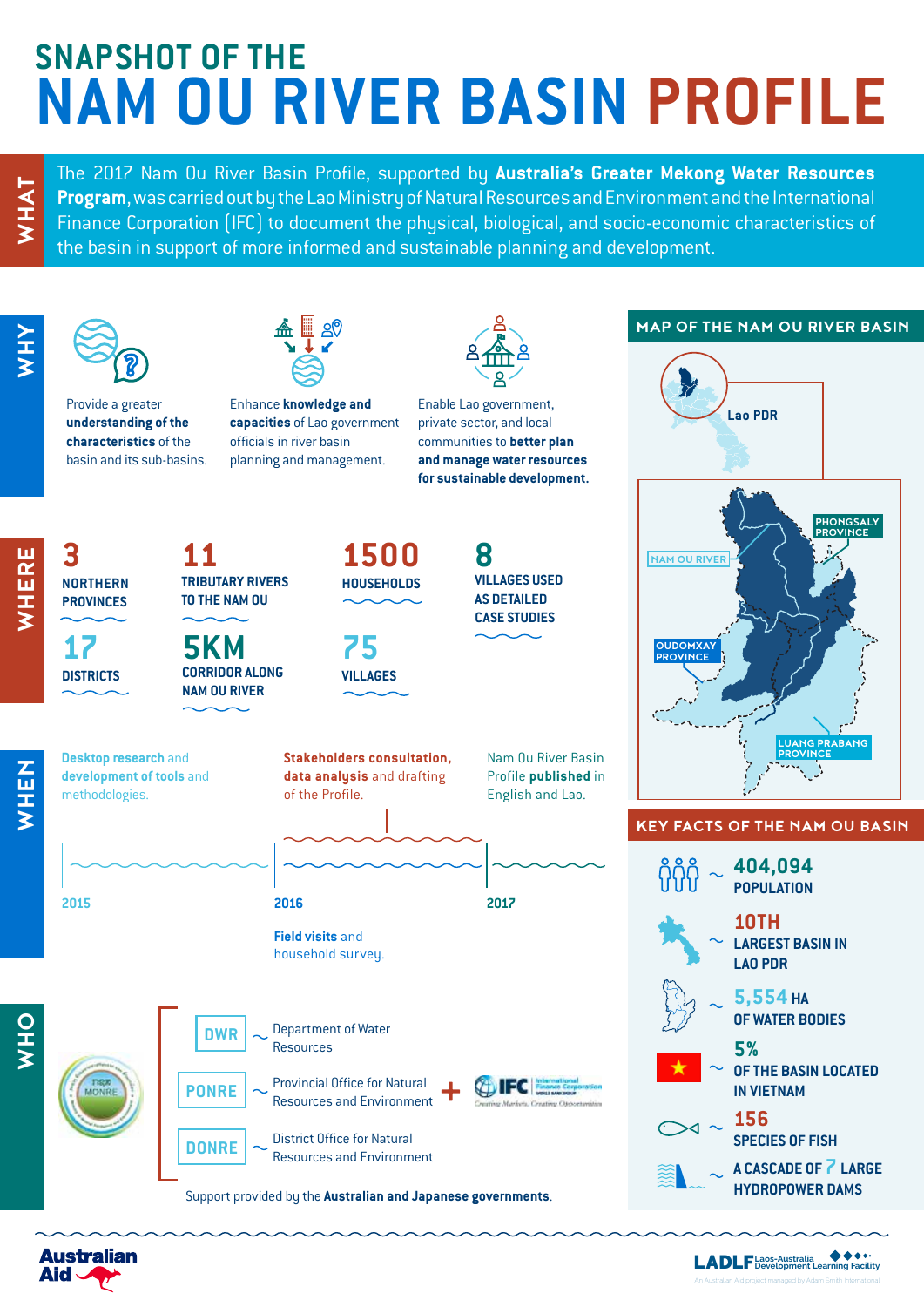# SNAPSHOT OF THE NAM OU RIVER BASIN PROFILE

## WHAT

The 2017 Nam Ou River Basin Profile, supported by **Australia's Greater Mekong Water Resources Program**, was carried out by the Lao Ministry of Natural Resources and Environment and the International Finance Corporation (IFC) to document the physical, biological, and socio-economic characteristics of the basin in support of more informed and sustainable planning and development.

## WHY

- Provide a greater **understanding of the characteristics** of the basin and its sub-basins.
- Enhance **knowledge and capacities** of Lao government officials in river basin planning and management.
- Enable Lao government, private sector, and local communities to **better plan and manage water resources for sustainable development.**

## WHERE

- **3** NORTHERN PROVINCES
- **17** DISTRICTS
- **11** TRIBUTARY RIVERS TO THE NAM OU
- **5KM** CORRIDOR ALONG NAM OU RIVER
- **1500** HOUSEHOLDS
- **75** VILLAGES
- **8** VILLAGES USED AS DETAILED CASE STUDIES

## MAP OF THE NAM OU RIVER BASIN

Lao PDR

NAM OU RIVER

PHONGSALY PROVINCE

OUDOMXAY PROVINCE

LUANG PRABANG PROVINCE

## WHEN

- **2015:** Desktop research and development of tools and methodologies.
- **2016:** Stakeholders consultation, data analysis and drafting of the Profile. Field visits and household survey.
- **2017:** Nam Ou River Basin Profile **published** in English and Lao.

## KEY FACTS OF THE NAM OU BASIN

- **404,094** POPULATION
- **10TH** LARGEST BASIN IN LAO PDR
- **5,554 HA** OF WATER BODIES
- **5%** OF THE BASIN LOCATED IN VIETNAM
- **156** SPECIES OF FISH
- A CASCADE OF **7** LARGE HYDROPOWER DAMS

## WHO

MONRE

- **DWR** – Department of Water Resources
- **PONRE** – Provincial Office for Natural Resources and Environment
- **DONRE** – District Office for Natural Resources and Environment

\+ IFC International Finance Corporation – Creating Markets, Creating Opportunities

Support provided by the **Australian and Japanese governments**.

Australian Aid

LADLF Laos-Australia Development Learning Facility

An Australian Aid project managed by Adam Smith International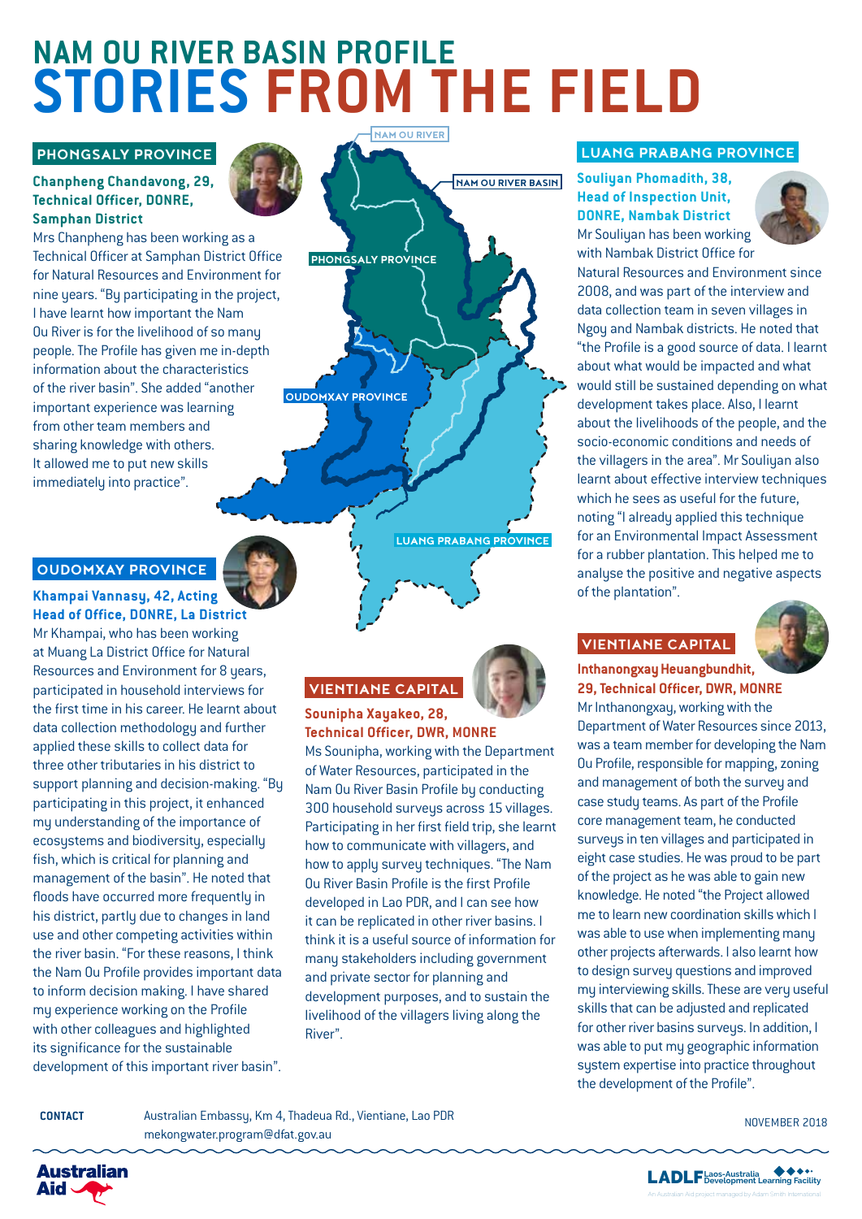# NAM OU RIVER BASIN PROFILE
# STORIES FROM THE FIELD

NAM OU RIVER

NAM OU RIVER BASIN

PHONGSALY PROVINCE

OUDOMXAY PROVINCE

LUANG PRABANG PROVINCE

## PHONGSALY PROVINCE

**Chanpheng Chandavong, 29, Technical Officer, DONRE, Samphan District**

Mrs Chanpheng has been working as a Technical Officer at Samphan District Office for Natural Resources and Environment for nine years. "By participating in the project, I have learnt how important the Nam Ou River is for the livelihood of so many people. The Profile has given me in-depth information about the characteristics of the river basin". She added "another important experience was learning from other team members and sharing knowledge with others. It allowed me to put new skills immediately into practice".

## OUDOMXAY PROVINCE

**Khampai Vannasy, 42, Acting Head of Office, DONRE, La District**

Mr Khampai, who has been working at Muang La District Office for Natural Resources and Environment for 8 years, participated in household interviews for the first time in his career. He learnt about data collection methodology and further applied these skills to collect data for three other tributaries in his district to support planning and decision-making. "By participating in this project, it enhanced my understanding of the importance of ecosystems and biodiversity, especially fish, which is critical for planning and management of the basin". He noted that floods have occurred more frequently in his district, partly due to changes in land use and other competing activities within the river basin. "For these reasons, I think the Nam Ou Profile provides important data to inform decision making. I have shared my experience working on the Profile with other colleagues and highlighted its significance for the sustainable development of this important river basin".

## VIENTIANE CAPITAL

**Sounipha Xayakeo, 28, Technical Officer, DWR, MONRE**

Ms Sounipha, working with the Department of Water Resources, participated in the Nam Ou River Basin Profile by conducting 300 household surveys across 15 villages. Participating in her first field trip, she learnt how to communicate with villagers, and how to apply survey techniques. "The Nam Ou River Basin Profile is the first Profile developed in Lao PDR, and I can see how it can be replicated in other river basins. I think it is a useful source of information for many stakeholders including government and private sector for planning and development purposes, and to sustain the livelihood of the villagers living along the River".

## LUANG PRABANG PROVINCE

**Souliyan Phomadith, 38, Head of Inspection Unit, DONRE, Nambak District**

Mr Souliyan has been working with Nambak District Office for Natural Resources and Environment since 2008, and was part of the interview and data collection team in seven villages in Ngoy and Nambak districts. He noted that "the Profile is a good source of data. I learnt about what would be impacted and what would still be sustained depending on what development takes place. Also, I learnt about the livelihoods of the people, and the socio-economic conditions and needs of the villagers in the area". Mr Souliyan also learnt about effective interview techniques which he sees as useful for the future, noting "I already applied this technique for an Environmental Impact Assessment for a rubber plantation. This helped me to analyse the positive and negative aspects of the plantation".

## VIENTIANE CAPITAL

**Inthanongxay Heuangbundhit, 29, Technical Officer, DWR, MONRE**

Mr Inthanongxay, working with the Department of Water Resources since 2013, was a team member for developing the Nam Ou Profile, responsible for mapping, zoning and management of both the survey and case study teams. As part of the Profile core management team, he conducted surveys in ten villages and participated in eight case studies. He was proud to be part of the project as he was able to gain new knowledge. He noted "the Project allowed me to learn new coordination skills which I was able to use when implementing many other projects afterwards. I also learnt how to design survey questions and improved my interviewing skills. These are very useful skills that can be adjusted and replicated for other river basins surveys. In addition, I was able to put my geographic information system expertise into practice throughout the development of the Profile".

**CONTACT** Australian Embassy, Km 4, Thadeua Rd., Vientiane, Lao PDR
mekongwater.program@dfat.gov.au

NOVEMBER 2018

Australian Aid

LADLF Laos-Australia Development Learning Facility

An Australian Aid project managed by Adam Smith International